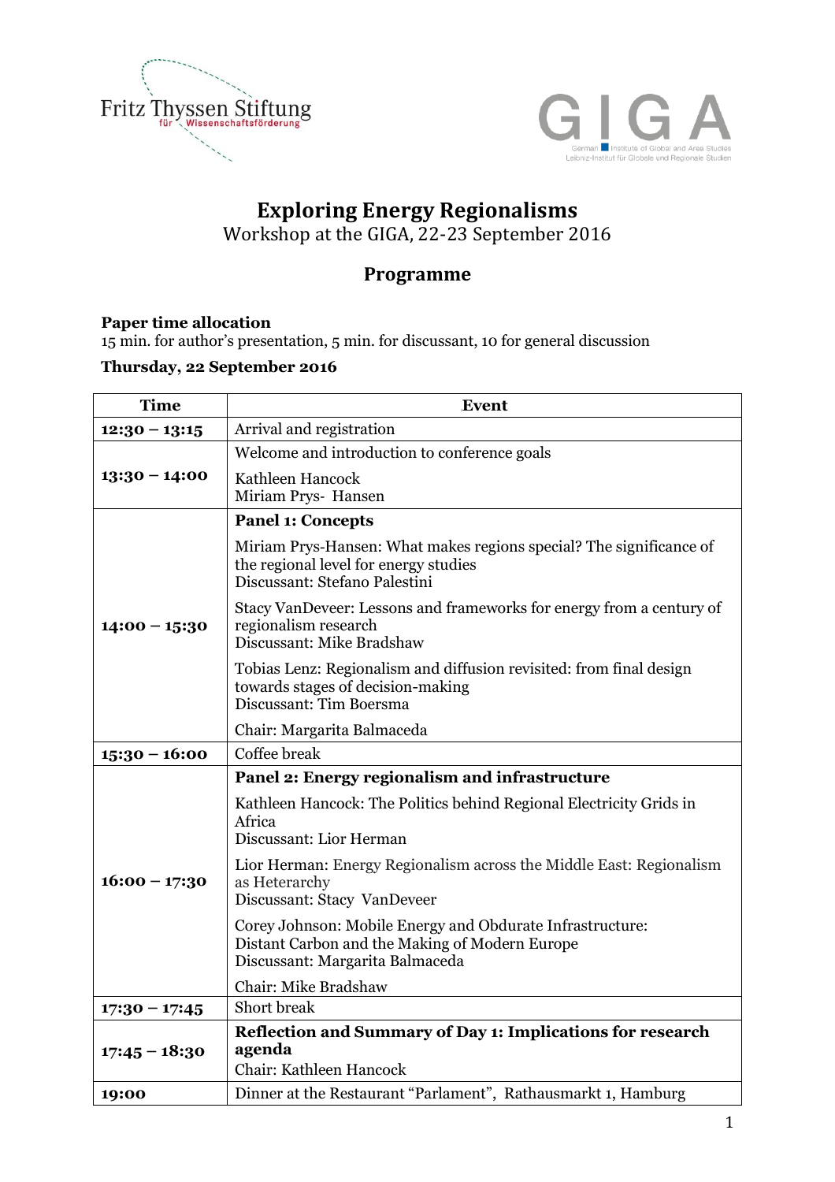# Exploring Energy Regionalisms

Workshop at the GIGA, 22-23 September 2016

## Programme

**Paper time allocation**
15 min. for author's presentation, 5 min. for discussant, 10 for general discussion

**Thursday, 22 September 2016**

| Time | Event |
|---|---|
| **12:30 – 13:15** | Arrival and registration |
| **13:30 – 14:00** | Welcome and introduction to conference goals<br><br>Kathleen Hancock<br>Miriam Prys- Hansen |
| **14:00 – 15:30** | **Panel 1: Concepts**<br><br>Miriam Prys-Hansen: What makes regions special? The significance of the regional level for energy studies<br>Discussant: Stefano Palestini<br><br>Stacy VanDeveer: Lessons and frameworks for energy from a century of regionalism research<br>Discussant: Mike Bradshaw<br><br>Tobias Lenz: Regionalism and diffusion revisited: from final design towards stages of decision-making<br>Discussant: Tim Boersma<br><br>Chair: Margarita Balmaceda |
| **15:30 – 16:00** | Coffee break |
| **16:00 – 17:30** | **Panel 2: Energy regionalism and infrastructure**<br><br>Kathleen Hancock: The Politics behind Regional Electricity Grids in Africa<br>Discussant: Lior Herman<br><br>Lior Herman: Energy Regionalism across the Middle East: Regionalism as Heterarchy<br>Discussant: Stacy VanDeveer<br><br>Corey Johnson: Mobile Energy and Obdurate Infrastructure: Distant Carbon and the Making of Modern Europe<br>Discussant: Margarita Balmaceda<br><br>Chair: Mike Bradshaw |
| **17:30 – 17:45** | Short break |
| **17:45 – 18:30** | **Reflection and Summary of Day 1: Implications for research agenda**<br>Chair: Kathleen Hancock |
| **19:00** | Dinner at the Restaurant "Parlament", Rathausmarkt 1, Hamburg |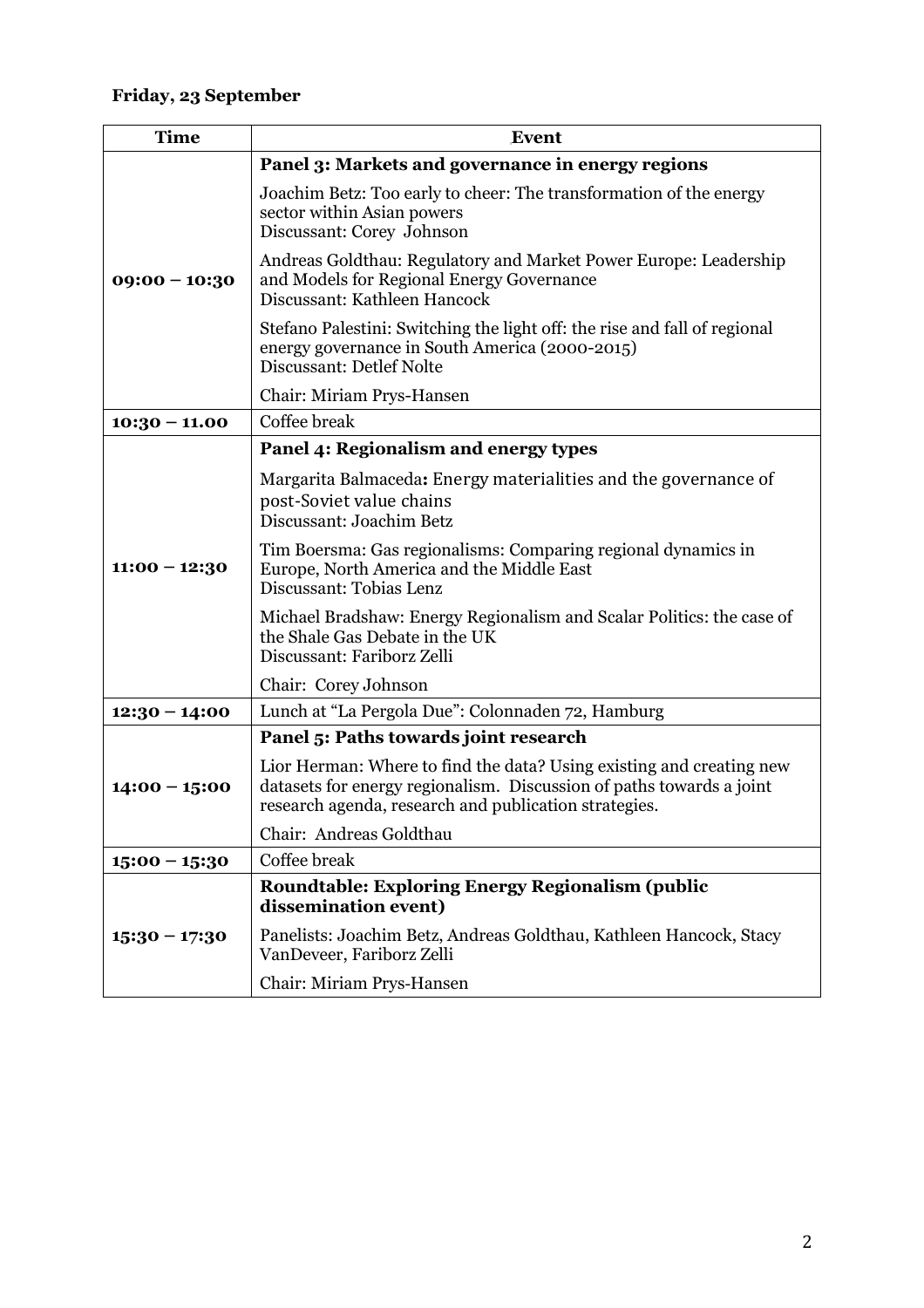**Friday, 23 September**

| Time | Event |
|---|---|
| 09:00 – 10:30 | **Panel 3: Markets and governance in energy regions**<br>Joachim Betz: Too early to cheer: The transformation of the energy sector within Asian powers<br>Discussant: Corey Johnson<br>Andreas Goldthau: Regulatory and Market Power Europe: Leadership and Models for Regional Energy Governance<br>Discussant: Kathleen Hancock<br>Stefano Palestini: Switching the light off: the rise and fall of regional energy governance in South America (2000-2015)<br>Discussant: Detlef Nolte<br>Chair: Miriam Prys-Hansen |
| 10:30 – 11.00 | Coffee break |
| 11:00 – 12:30 | **Panel 4: Regionalism and energy types**<br>Margarita Balmaceda**:** Energy materialities and the governance of post-Soviet value chains<br>Discussant: Joachim Betz<br>Tim Boersma: Gas regionalisms: Comparing regional dynamics in Europe, North America and the Middle East<br>Discussant: Tobias Lenz<br>Michael Bradshaw: Energy Regionalism and Scalar Politics: the case of the Shale Gas Debate in the UK<br>Discussant: Fariborz Zelli<br>Chair: Corey Johnson |
| 12:30 – 14:00 | Lunch at "La Pergola Due": Colonnaden 72, Hamburg |
| 14:00 – 15:00 | **Panel 5: Paths towards joint research**<br>Lior Herman: Where to find the data? Using existing and creating new datasets for energy regionalism. Discussion of paths towards a joint research agenda, research and publication strategies.<br>Chair: Andreas Goldthau |
| 15:00 – 15:30 | Coffee break |
| 15:30 – 17:30 | **Roundtable: Exploring Energy Regionalism (public dissemination event)**<br>Panelists: Joachim Betz, Andreas Goldthau, Kathleen Hancock, Stacy VanDeveer, Fariborz Zelli<br>Chair: Miriam Prys-Hansen |